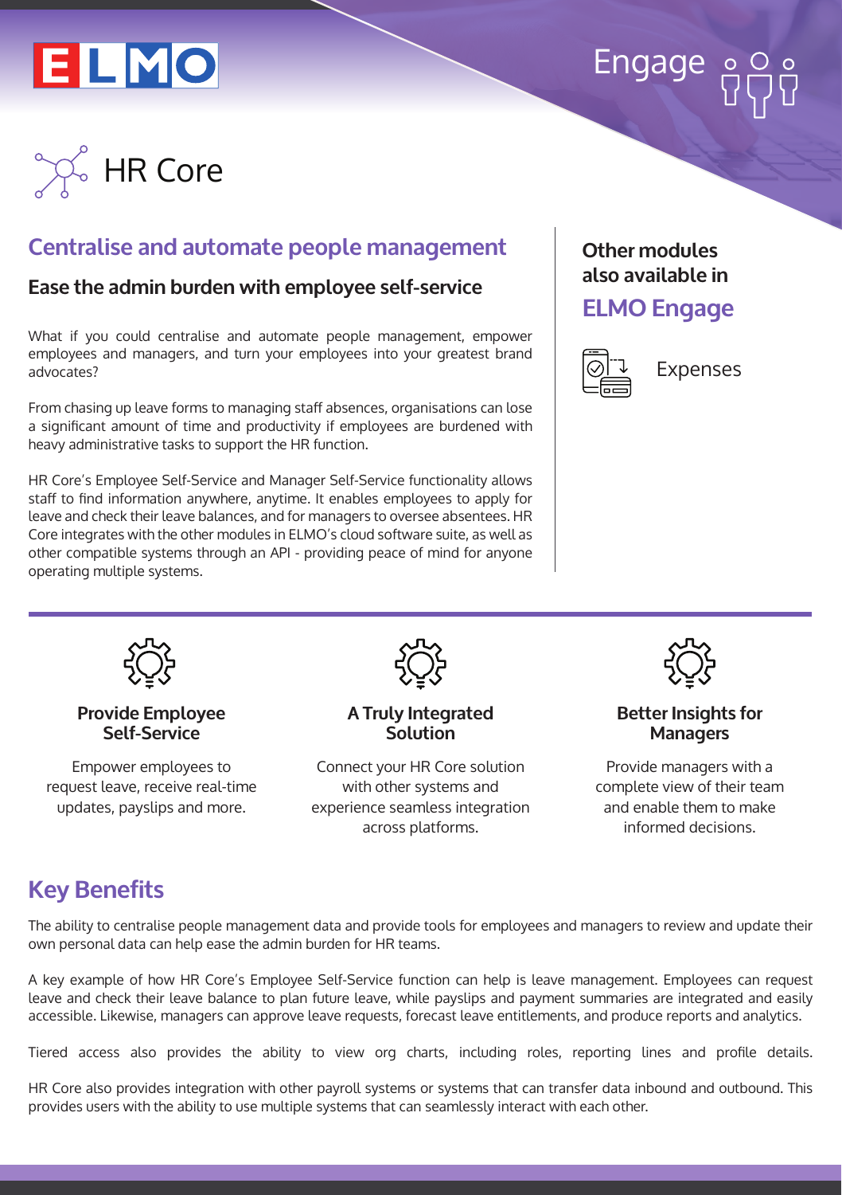ELMO

Engage

# HR Core

## Centralise and automate people management

### Ease the admin burden with employee self-service

What if you could centralise and automate people management, empower employees and managers, and turn your employees into their greatest brand advocates?

From chasing up leave forms to managing staff absences, organisations can lose a significant amount of time and productivity if employees are burdened with heavy administrative tasks to support the HR function.

HR Core's Employee Self-Service and Manager Self-Service functionality allows staff to find information anywhere, anytime. It enables employees to apply for leave and check their leave balances, and for managers to oversee absentees. HR Core integrates with the other modules in ELMO's cloud software suite, as well as other compatible systems through an API - providing peace of mind for anyone operating multiple systems.

**Other modules also available in**

## ELMO Engage

Expenses

### Provide Employee Self-Service

Empower employees to request leave, receive real-time updates, payslips and more.

### A Truly Integrated Solution

Connect your HR Core solution with other systems and experience seamless integration across platforms.

### Better Insights for Managers

Provide managers with a complete view of their team and enable them to make informed decisions.

## Key Benefits

The ability to centralise people management data and provide tools for employees and managers to review and update their own personal data can help ease the admin burden for HR teams.

A key example of how HR Core's Employee Self-Service function can help is leave management. Employees can request leave and check their leave balance to plan future leave, while payslips and payment summaries are integrated and easily accessible. Likewise, managers can approve leave requests, forecast leave entitlements, and produce reports and analytics.

Tiered access also provides the ability to view org charts, including roles, reporting lines and profile details.

HR Core also provides integration with other payroll systems or systems that can transfer data inbound and outbound. This provides users with the ability to use multiple systems that can seamlessly interact with each other.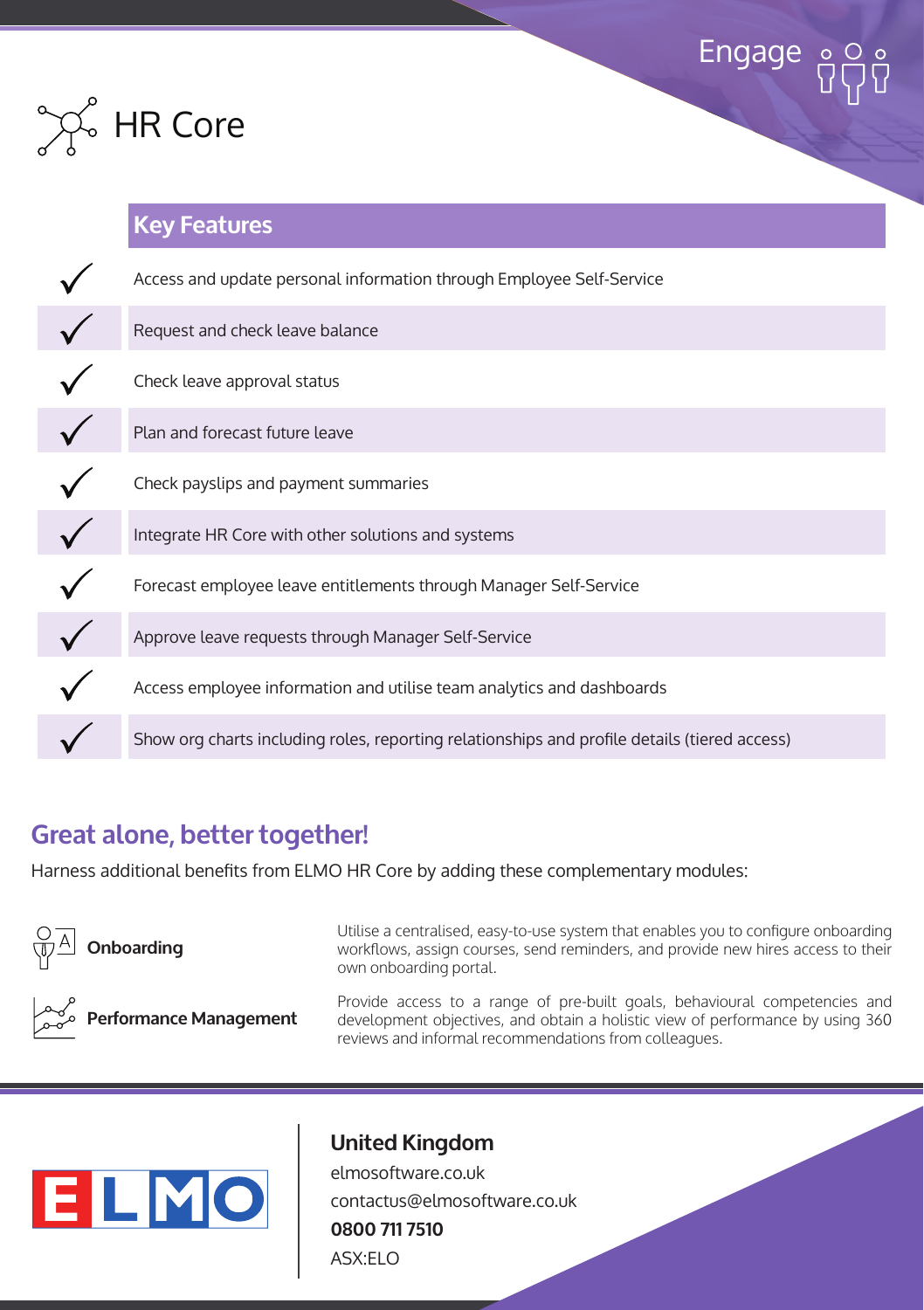Engage

# HR Core

| | Key Features |
|---|---|
| ✓ | Access and update personal information through Employee Self-Service |
| ✓ | Request and check leave balance |
| ✓ | Check leave approval status |
| ✓ | Plan and forecast future leave |
| ✓ | Check payslips and payment summaries |
| ✓ | Integrate HR Core with other solutions and systems |
| ✓ | Forecast employee leave entitlements through Manager Self-Service |
| ✓ | Approve leave requests through Manager Self-Service |
| ✓ | Access employee information and utilise team analytics and dashboards |
| ✓ | Show org charts including roles, reporting relationships and profile details (tiered access) |

## Great alone, better together!

Harness additional benefits from ELMO HR Core by adding these complementary modules:

**Onboarding**

Utilise a centralised, easy-to-use system that enables you to configure onboarding workflows, assign courses, send reminders, and provide new hires access to their own onboarding portal.

**Performance Management**

Provide access to a range of pre-built goals, behavioural competencies and development objectives, and obtain a holistic view of performance by using 360 reviews and informal recommendations from colleagues.

ELMO

**United Kingdom**

elmosoftware.co.uk

contactus@elmosoftware.co.uk

**0800 711 7510**

ASX:ELO